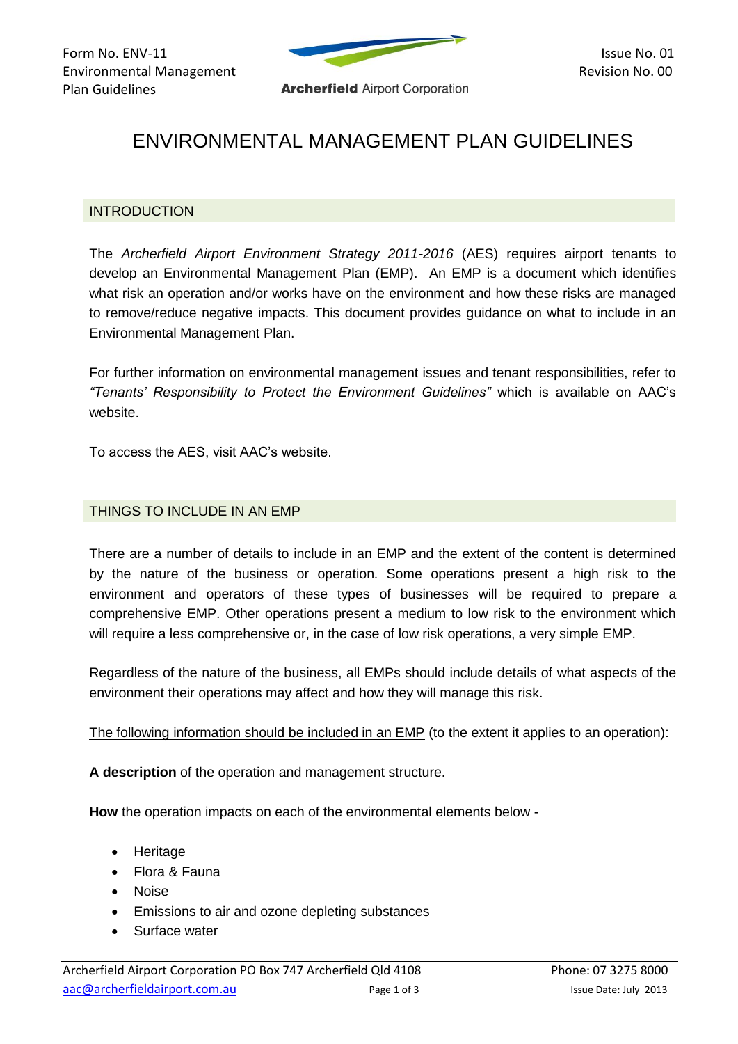# ENVIRONMENTAL MANAGEMENT PLAN GUIDELINES

## INTRODUCTION

The *Archerfield Airport Environment Strategy 2011-2016* (AES) requires airport tenants to develop an Environmental Management Plan (EMP). An EMP is a document which identifies what risk an operation and/or works have on the environment and how these risks are managed to remove/reduce negative impacts. This document provides guidance on what to include in an Environmental Management Plan.

For further information on environmental management issues and tenant responsibilities, refer to *"Tenants' Responsibility to Protect the Environment Guidelines"* which is available on AAC's website.

To access the AES, visit AAC's website.

## THINGS TO INCLUDE IN AN EMP

There are a number of details to include in an EMP and the extent of the content is determined by the nature of the business or operation. Some operations present a high risk to the environment and operators of these types of businesses will be required to prepare a comprehensive EMP. Other operations present a medium to low risk to the environment which will require a less comprehensive or, in the case of low risk operations, a very simple EMP.

Regardless of the nature of the business, all EMPs should include details of what aspects of the environment their operations may affect and how they will manage this risk.

<u>The following information should be included in an EMP</u> (to the extent it applies to an operation):

**A description** of the operation and management structure.

**How** the operation impacts on each of the environmental elements below -

- Heritage
- Flora & Fauna
- Noise
- Emissions to air and ozone depleting substances
- Surface water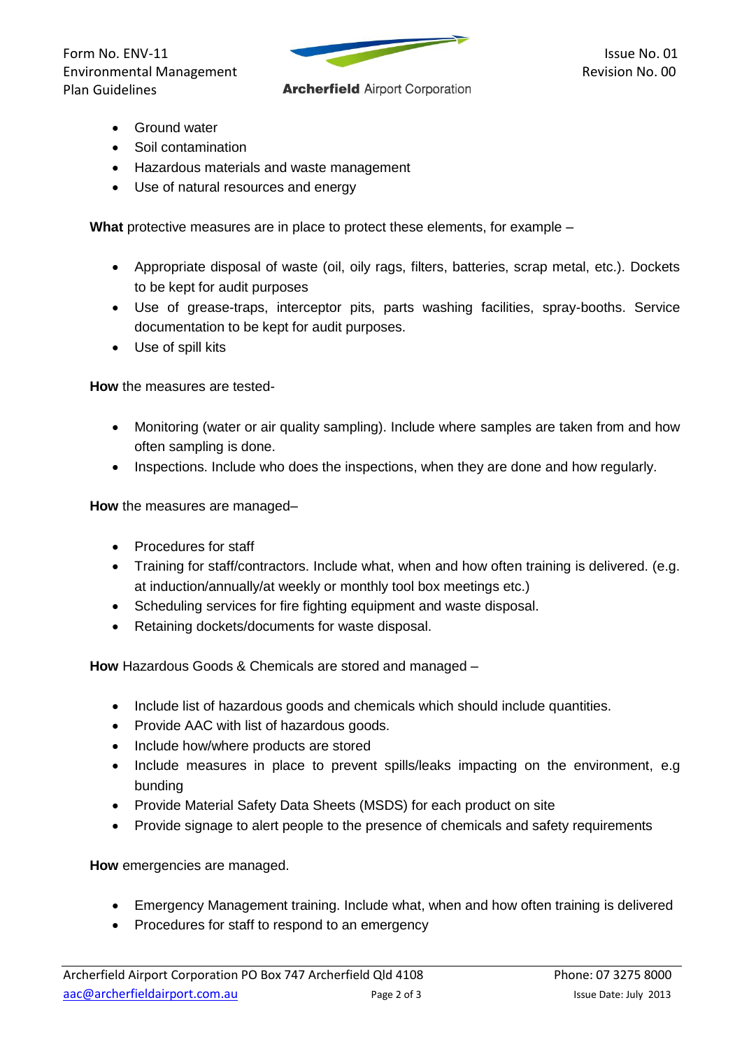- Ground water
- Soil contamination
- Hazardous materials and waste management
- Use of natural resources and energy

**What** protective measures are in place to protect these elements, for example –

- Appropriate disposal of waste (oil, oily rags, filters, batteries, scrap metal, etc.). Dockets to be kept for audit purposes
- Use of grease-traps, interceptor pits, parts washing facilities, spray-booths. Service documentation to be kept for audit purposes.
- Use of spill kits

**How** the measures are tested-

- Monitoring (water or air quality sampling). Include where samples are taken from and how often sampling is done.
- Inspections. Include who does the inspections, when they are done and how regularly.

**How** the measures are managed–

- Procedures for staff
- Training for staff/contractors. Include what, when and how often training is delivered. (e.g. at induction/annually/at weekly or monthly tool box meetings etc.)
- Scheduling services for fire fighting equipment and waste disposal.
- Retaining dockets/documents for waste disposal.

**How** Hazardous Goods & Chemicals are stored and managed –

- Include list of hazardous goods and chemicals which should include quantities.
- Provide AAC with list of hazardous goods.
- Include how/where products are stored
- Include measures in place to prevent spills/leaks impacting on the environment, e.g bunding
- Provide Material Safety Data Sheets (MSDS) for each product on site
- Provide signage to alert people to the presence of chemicals and safety requirements

**How** emergencies are managed.

- Emergency Management training. Include what, when and how often training is delivered
- Procedures for staff to respond to an emergency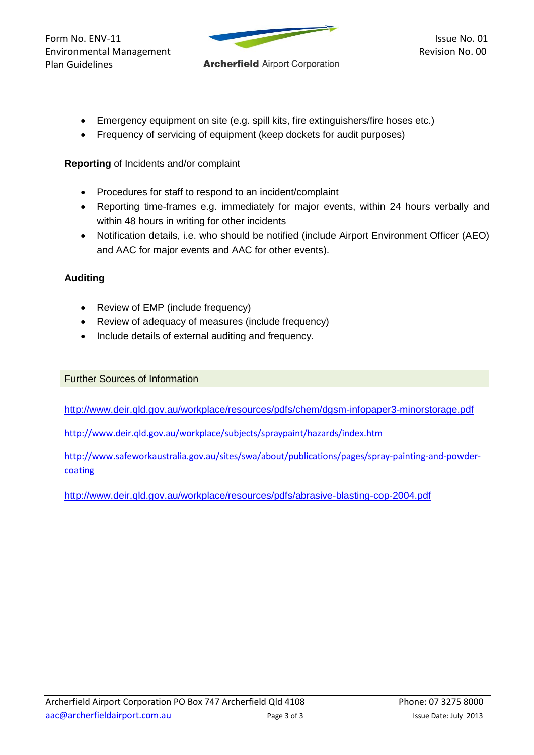- Emergency equipment on site (e.g. spill kits, fire extinguishers/fire hoses etc.)
- Frequency of servicing of equipment (keep dockets for audit purposes)

**Reporting** of Incidents and/or complaint

- Procedures for staff to respond to an incident/complaint
- Reporting time-frames e.g. immediately for major events, within 24 hours verbally and within 48 hours in writing for other incidents
- Notification details, i.e. who should be notified (include Airport Environment Officer (AEO) and AAC for major events and AAC for other events).

**Auditing**

- Review of EMP (include frequency)
- Review of adequacy of measures (include frequency)
- Include details of external auditing and frequency.

## Further Sources of Information

http://www.deir.qld.gov.au/workplace/resources/pdfs/chem/dgsm-infopaper3-minorstorage.pdf

http://www.deir.qld.gov.au/workplace/subjects/spraypaint/hazards/index.htm

http://www.safeworkaustralia.gov.au/sites/swa/about/publications/pages/spray-painting-and-powder-coating

http://www.deir.qld.gov.au/workplace/resources/pdfs/abrasive-blasting-cop-2004.pdf